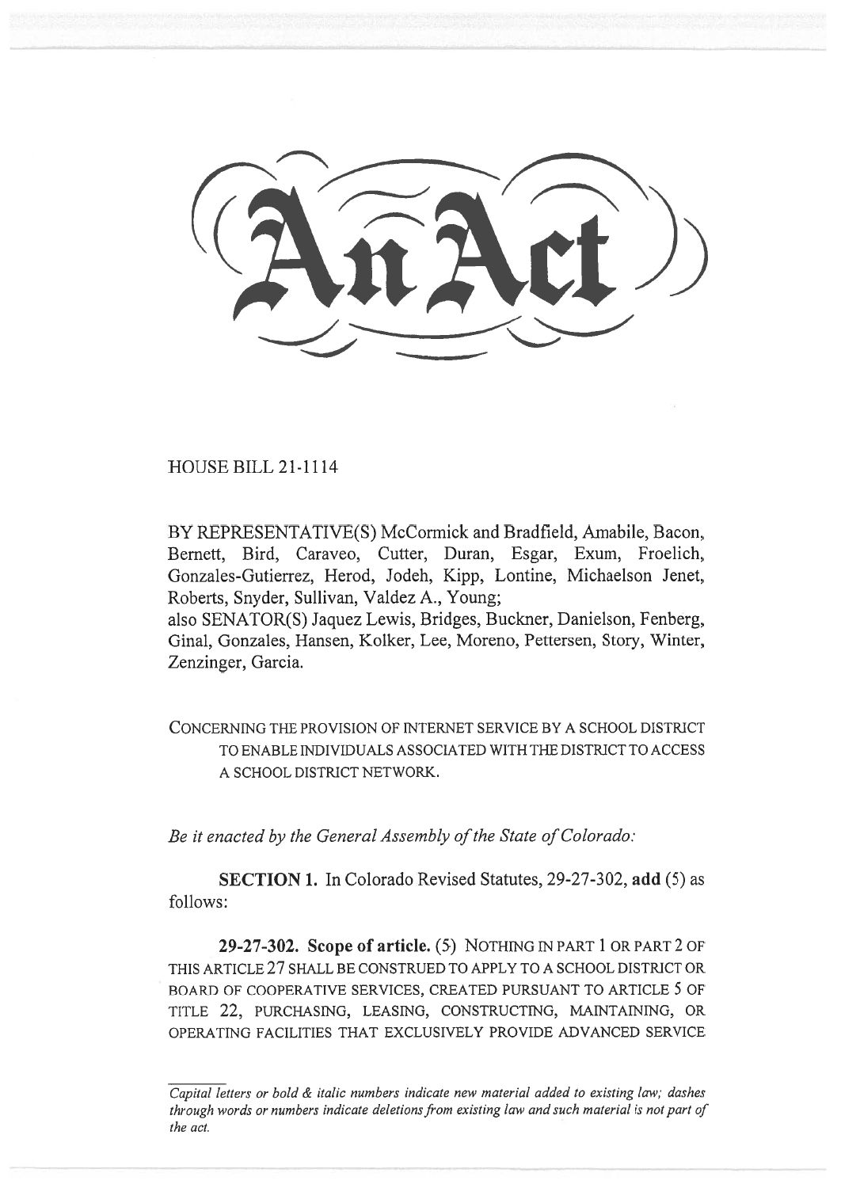# An Act

HOUSE BILL 21-1114

BY REPRESENTATIVE(S) McCormick and Bradfield, Amabile, Bacon, Bernett, Bird, Caraveo, Cutter, Duran, Esgar, Exum, Froelich, Gonzales-Gutierrez, Herod, Jodeh, Kipp, Lontine, Michaelson Jenet, Roberts, Snyder, Sullivan, Valdez A., Young;
also SENATOR(S) Jaquez Lewis, Bridges, Buckner, Danielson, Fenberg, Ginal, Gonzales, Hansen, Kolker, Lee, Moreno, Pettersen, Story, Winter, Zenzinger, Garcia.

CONCERNING THE PROVISION OF INTERNET SERVICE BY A SCHOOL DISTRICT TO ENABLE INDIVIDUALS ASSOCIATED WITH THE DISTRICT TO ACCESS A SCHOOL DISTRICT NETWORK.

*Be it enacted by the General Assembly of the State of Colorado:*

**SECTION 1.** In Colorado Revised Statutes, 29-27-302, **add** (5) as follows:

**29-27-302. Scope of article.** (5) NOTHING IN PART 1 OR PART 2 OF THIS ARTICLE 27 SHALL BE CONSTRUED TO APPLY TO A SCHOOL DISTRICT OR BOARD OF COOPERATIVE SERVICES, CREATED PURSUANT TO ARTICLE 5 OF TITLE 22, PURCHASING, LEASING, CONSTRUCTING, MAINTAINING, OR OPERATING FACILITIES THAT EXCLUSIVELY PROVIDE ADVANCED SERVICE

*Capital letters or bold & italic numbers indicate new material added to existing law; dashes through words or numbers indicate deletions from existing law and such material is not part of the act.*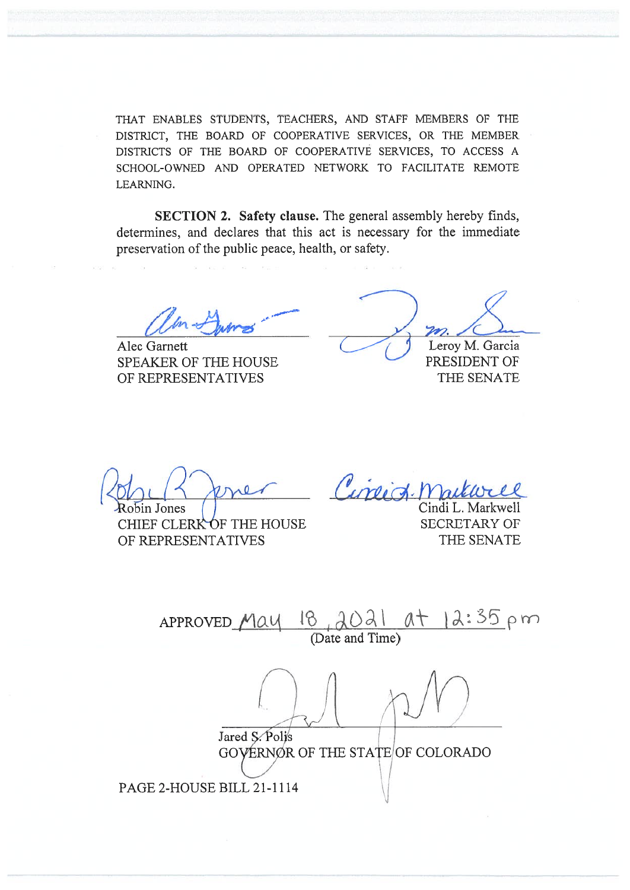THAT ENABLES STUDENTS, TEACHERS, AND STAFF MEMBERS OF THE DISTRICT, THE BOARD OF COOPERATIVE SERVICES, OR THE MEMBER DISTRICTS OF THE BOARD OF COOPERATIVE SERVICES, TO ACCESS A SCHOOL-OWNED AND OPERATED NETWORK TO FACILITATE REMOTE LEARNING.

**SECTION 2. Safety clause.** The general assembly hereby finds, determines, and declares that this act is necessary for the immediate preservation of the public peace, health, or safety.

Alec Garnett
SPEAKER OF THE HOUSE
OF REPRESENTATIVES

Leroy M. Garcia
PRESIDENT OF
THE SENATE

Robin Jones
CHIEF CLERK OF THE HOUSE
OF REPRESENTATIVES

Cindi L. Markwell
SECRETARY OF
THE SENATE

APPROVED May 18, 2021 at 12:35 pm
(Date and Time)

Jared S. Polis
GOVERNOR OF THE STATE OF COLORADO

PAGE 2-HOUSE BILL 21-1114